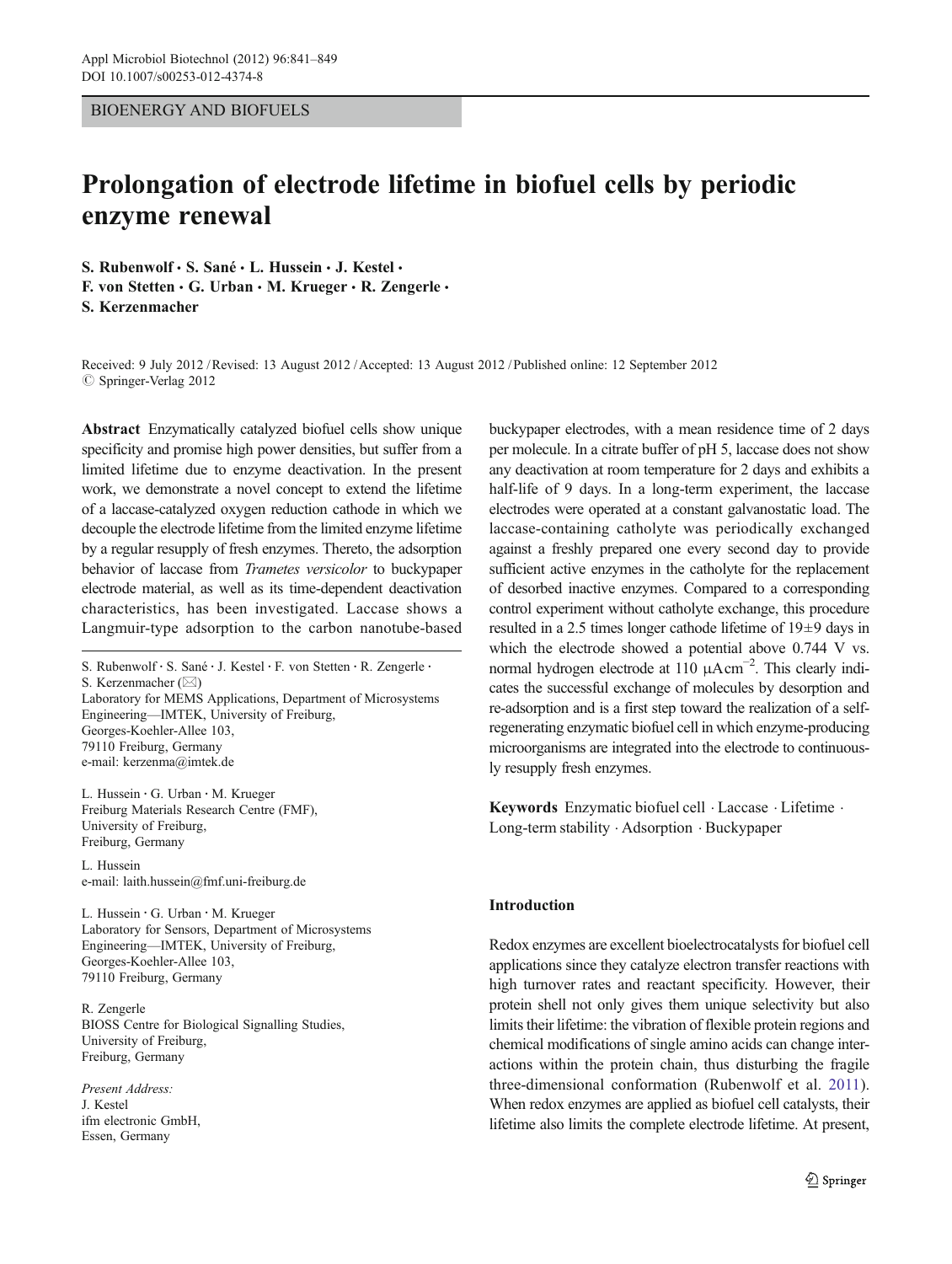BIOENERGY AND BIOFUELS

# Prolongation of electrode lifetime in biofuel cells by periodic enzyme renewal

**S. Rubenwolf · S. Sané · L. Hussein · J. Kestel · F. von Stetten · G. Urban · M. Krueger · R. Zengerle · S. Kerzenmacher**

Received: 9 July 2012 / Revised: 13 August 2012 / Accepted: 13 August 2012 / Published online: 12 September 2012
© Springer-Verlag 2012

**Abstract** Enzymatically catalyzed biofuel cells show unique specificity and promise high power densities, but suffer from a limited lifetime due to enzyme deactivation. In the present work, we demonstrate a novel concept to extend the lifetime of a laccase-catalyzed oxygen reduction cathode in which we decouple the electrode lifetime from the limited enzyme lifetime by a regular resupply of fresh enzymes. Thereto, the adsorption behavior of laccase from *Trametes versicolor* to buckypaper electrode material, as well as its time-dependent deactivation characteristics, has been investigated. Laccase shows a Langmuir-type adsorption to the carbon nanotube-based buckypaper electrodes, with a mean residence time of 2 days per molecule. In a citrate buffer of pH 5, laccase does not show any deactivation at room temperature for 2 days and exhibits a half-life of 9 days. In a long-term experiment, the laccase electrodes were operated at a constant galvanostatic load. The laccase-containing catholyte was periodically exchanged against a freshly prepared one every second day to provide sufficient active enzymes in the catholyte for the replacement of desorbed inactive enzymes. Compared to a corresponding control experiment without catholyte exchange, this procedure resulted in a 2.5 times longer cathode lifetime of 19±9 days in which the electrode showed a potential above 0.744 V vs. normal hydrogen electrode at 110 $\mu A cm^{-2}$. This clearly indicates the successful exchange of molecules by desorption and re-adsorption and is a first step toward the realization of a self-regenerating enzymatic biofuel cell in which enzyme-producing microorganisms are integrated into the electrode to continuously resupply fresh enzymes.

**Keywords** Enzymatic biofuel cell · Laccase · Lifetime · Long-term stability · Adsorption · Buckypaper

S. Rubenwolf · S. Sané · J. Kestel · F. von Stetten · R. Zengerle · S. Kerzenmacher (✉)
Laboratory for MEMS Applications, Department of Microsystems Engineering—IMTEK, University of Freiburg, Georges-Koehler-Allee 103, 79110 Freiburg, Germany
e-mail: kerzenma@imtek.de

L. Hussein · G. Urban · M. Krueger
Freiburg Materials Research Centre (FMF), University of Freiburg, Freiburg, Germany

L. Hussein
e-mail: laith.hussein@fmf.uni-freiburg.de

L. Hussein · G. Urban · M. Krueger
Laboratory for Sensors, Department of Microsystems Engineering—IMTEK, University of Freiburg, Georges-Koehler-Allee 103, 79110 Freiburg, Germany

R. Zengerle
BIOSS Centre for Biological Signalling Studies, University of Freiburg, Freiburg, Germany

*Present Address:*
J. Kestel
ifm electronic GmbH, Essen, Germany

## Introduction

Redox enzymes are excellent bioelectrocatalysts for biofuel cell applications since they catalyze electron transfer reactions with high turnover rates and reactant specificity. However, their protein shell not only gives them unique selectivity but also limits their lifetime: the vibration of flexible protein regions and chemical modifications of single amino acids can change interactions within the protein chain, thus disturbing the fragile three-dimensional conformation (Rubenwolf et al. 2011). When redox enzymes are applied as biofuel cell catalysts, their lifetime also limits the complete electrode lifetime. At present,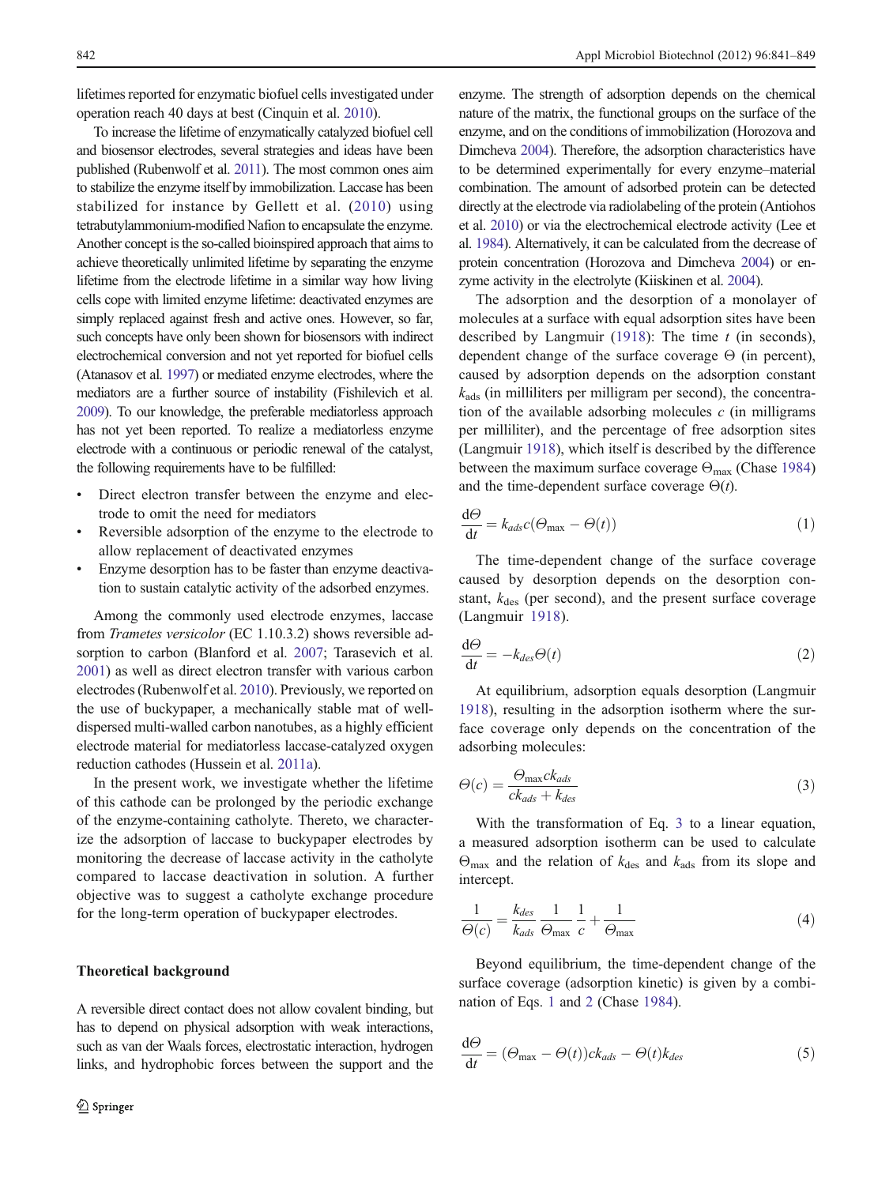lifetimes reported for enzymatic biofuel cells investigated under operation reach 40 days at best (Cinquin et al. 2010).

To increase the lifetime of enzymatically catalyzed biofuel cell and biosensor electrodes, several strategies and ideas have been published (Rubenwolf et al. 2011). The most common ones aim to stabilize the enzyme itself by immobilization. Laccase has been stabilized for instance by Gellett et al. (2010) using tetrabutylammonium-modified Nafion to encapsulate the enzyme. Another concept is the so-called bioinspired approach that aims to achieve theoretically unlimited lifetime by separating the enzyme lifetime from the electrode lifetime in a similar way how living cells cope with limited enzyme lifetime: deactivated enzymes are simply replaced against fresh and active ones. However, so far, such concepts have only been shown for biosensors with indirect electrochemical conversion and not yet reported for biofuel cells (Atanasov et al. 1997) or mediated enzyme electrodes, where the mediators are a further source of instability (Fishilevich et al. 2009). To our knowledge, the preferable mediatorless approach has not yet been reported. To realize a mediatorless enzyme electrode with a continuous or periodic renewal of the catalyst, the following requirements have to be fulfilled:

- Direct electron transfer between the enzyme and electrode to omit the need for mediators
- Reversible adsorption of the enzyme to the electrode to allow replacement of deactivated enzymes
- Enzyme desorption has to be faster than enzyme deactivation to sustain catalytic activity of the adsorbed enzymes.

Among the commonly used electrode enzymes, laccase from *Trametes versicolor* (EC 1.10.3.2) shows reversible adsorption to carbon (Blanford et al. 2007; Tarasevich et al. 2001) as well as direct electron transfer with various carbon electrodes (Rubenwolf et al. 2010). Previously, we reported on the use of buckypaper, a mechanically stable mat of well-dispersed multi-walled carbon nanotubes, as a highly efficient electrode material for mediatorless laccase-catalyzed oxygen reduction cathodes (Hussein et al. 2011a).

In the present work, we investigate whether the lifetime of this cathode can be prolonged by the periodic exchange of the enzyme-containing catholyte. Thereto, we characterize the adsorption of laccase to buckypaper electrodes by monitoring the decrease of laccase activity in the catholyte compared to laccase deactivation in solution. A further objective was to suggest a catholyte exchange procedure for the long-term operation of buckypaper electrodes.

## Theoretical background

A reversible direct contact does not allow covalent binding, but has to depend on physical adsorption with weak interactions, such as van der Waals forces, electrostatic interaction, hydrogen links, and hydrophobic forces between the support and the enzyme. The strength of adsorption depends on the chemical nature of the matrix, the functional groups on the surface of the enzyme, and on the conditions of immobilization (Horozova and Dimcheva 2004). Therefore, the adsorption characteristics have to be determined experimentally for every enzyme–material combination. The amount of adsorbed protein can be detected directly at the electrode via radiolabeling of the protein (Antiohos et al. 2010) or via the electrochemical electrode activity (Lee et al. 1984). Alternatively, it can be calculated from the decrease of protein concentration (Horozova and Dimcheva 2004) or enzyme activity in the electrolyte (Kiiskinen et al. 2004).

The adsorption and the desorption of a monolayer of molecules at a surface with equal adsorption sites have been described by Langmuir (1918): The time $t$ (in seconds), dependent change of the surface coverage $\Theta$ (in percent), caused by adsorption depends on the adsorption constant $k_{ads}$ (in milliliters per milligram per second), the concentration of the available adsorbing molecules $c$ (in milligrams per milliliter), and the percentage of free adsorption sites (Langmuir 1918), which itself is described by the difference between the maximum surface coverage $\Theta_{max}$ (Chase 1984) and the time-dependent surface coverage $\Theta(t)$.

$$\frac{d\Theta}{dt} = k_{ads}c(\Theta_{max} - \Theta(t)) \tag{1}$$

The time-dependent change of the surface coverage caused by desorption depends on the desorption constant, $k_{des}$ (per second), and the present surface coverage (Langmuir 1918).

$$\frac{d\Theta}{dt} = -k_{des}\Theta(t) \tag{2}$$

At equilibrium, adsorption equals desorption (Langmuir 1918), resulting in the adsorption isotherm where the surface coverage only depends on the concentration of the adsorbing molecules:

$$\Theta(c) = \frac{\Theta_{max} c k_{ads}}{c k_{ads} + k_{des}} \tag{3}$$

With the transformation of Eq. 3 to a linear equation, a measured adsorption isotherm can be used to calculate $\Theta_{max}$ and the relation of $k_{des}$ and $k_{ads}$ from its slope and intercept.

$$\frac{1}{\Theta(c)} = \frac{k_{des}}{k_{ads}} \frac{1}{\Theta_{max}} \frac{1}{c} + \frac{1}{\Theta_{max}} \tag{4}$$

Beyond equilibrium, the time-dependent change of the surface coverage (adsorption kinetic) is given by a combination of Eqs. 1 and 2 (Chase 1984).

$$\frac{d\Theta}{dt} = (\Theta_{max} - \Theta(t)) c k_{ads} - \Theta(t) k_{des} \tag{5}$$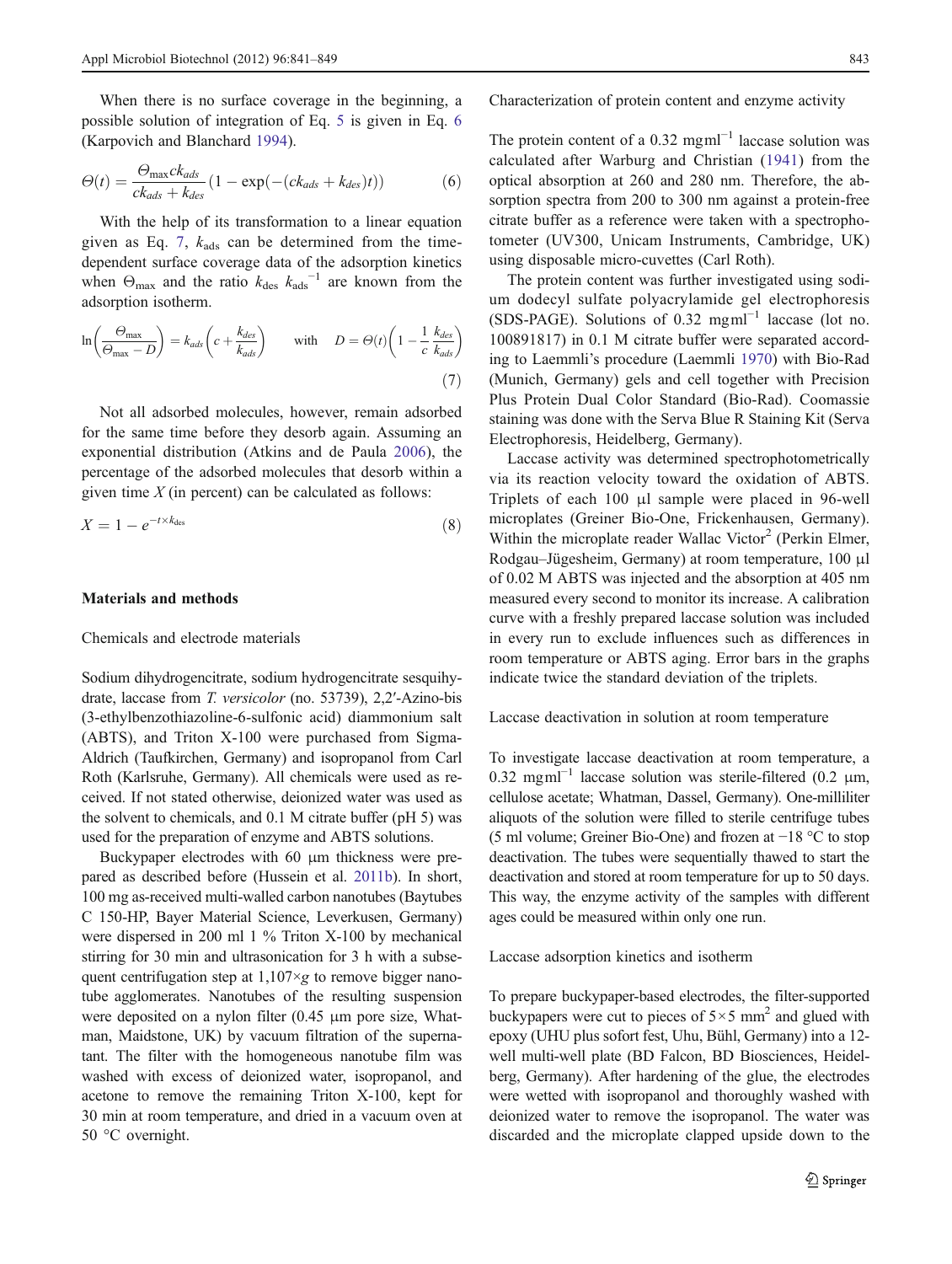When there is no surface coverage in the beginning, a possible solution of integration of Eq. 5 is given in Eq. 6 (Karpovich and Blanchard 1994).

$$\Theta(t) = \frac{\Theta_{max} c k_{ads}}{c k_{ads} + k_{des}} \left(1 - \exp(-(c k_{ads} + k_{des})t)\right) \tag{6}$$

With the help of its transformation to a linear equation given as Eq. 7, $k_{ads}$ can be determined from the time-dependent surface coverage data of the adsorption kinetics when $\Theta_{max}$ and the ratio $k_{des}\ k_{ads}^{-1}$ are known from the adsorption isotherm.

$$\ln\left(\frac{\Theta_{max}}{\Theta_{max} - D}\right) = k_{ads}\left(c + \frac{k_{des}}{k_{ads}}\right) \quad \text{with} \quad D = \Theta(t)\left(1 - \frac{1}{c}\frac{k_{des}}{k_{ads}}\right) \tag{7}$$

Not all adsorbed molecules, however, remain adsorbed for the same time before they desorb again. Assuming an exponential distribution (Atkins and de Paula 2006), the percentage of the adsorbed molecules that desorb within a given time $X$ (in percent) can be calculated as follows:

$$X = 1 - e^{-t \times k_{des}} \tag{8}$$

## Materials and methods

### Chemicals and electrode materials

Sodium dihydrogencitrate, sodium hydrogencitrate sesquihydrate, laccase from *T. versicolor* (no. 53739), 2,2′-Azino-bis (3-ethylbenzothiazoline-6-sulfonic acid) diammonium salt (ABTS), and Triton X-100 were purchased from Sigma-Aldrich (Taufkirchen, Germany) and isopropanol from Carl Roth (Karlsruhe, Germany). All chemicals were used as received. If not stated otherwise, deionized water was used as the solvent to chemicals, and 0.1 M citrate buffer (pH 5) was used for the preparation of enzyme and ABTS solutions.

Buckypaper electrodes with 60 μm thickness were prepared as described before (Hussein et al. 2011b). In short, 100 mg as-received multi-walled carbon nanotubes (Baytubes C 150-HP, Bayer Material Science, Leverkusen, Germany) were dispersed in 200 ml 1 % Triton X-100 by mechanical stirring for 30 min and ultrasonication for 3 h with a subsequent centrifugation step at 1,107×*g* to remove bigger nanotube agglomerates. Nanotubes of the resulting suspension were deposited on a nylon filter (0.45 μm pore size, Whatman, Maidstone, UK) by vacuum filtration of the supernatant. The filter with the homogeneous nanotube film was washed with excess of deionized water, isopropanol, and acetone to remove the remaining Triton X-100, kept for 30 min at room temperature, and dried in a vacuum oven at 50 °C overnight.

### Characterization of protein content and enzyme activity

The protein content of a 0.32 $\mathrm{mg\,ml^{-1}}$ laccase solution was calculated after Warburg and Christian (1941) from the optical absorption at 260 and 280 nm. Therefore, the absorption spectra from 200 to 300 nm against a protein-free citrate buffer as a reference were taken with a spectrophotometer (UV300, Unicam Instruments, Cambridge, UK) using disposable micro-cuvettes (Carl Roth).

The protein content was further investigated using sodium dodecyl sulfate polyacrylamide gel electrophoresis (SDS-PAGE). Solutions of 0.32 $\mathrm{mg\,ml^{-1}}$ laccase (lot no. 100891817) in 0.1 M citrate buffer were separated according to Laemmli's procedure (Laemmli 1970) with Bio-Rad (Munich, Germany) gels and cell together with Precision Plus Protein Dual Color Standard (Bio-Rad). Coomassie staining was done with the Serva Blue R Staining Kit (Serva Electrophoresis, Heidelberg, Germany).

Laccase activity was determined spectrophotometrically via its reaction velocity toward the oxidation of ABTS. Triplets of each 100 μl sample were placed in 96-well microplates (Greiner Bio-One, Frickenhausen, Germany). Within the microplate reader Wallac Victor$^2$ (Perkin Elmer, Rodgau–Jügesheim, Germany) at room temperature, 100 μl of 0.02 M ABTS was injected and the absorption at 405 nm measured every second to monitor its increase. A calibration curve with a freshly prepared laccase solution was included in every run to exclude influences such as differences in room temperature or ABTS aging. Error bars in the graphs indicate twice the standard deviation of the triplets.

### Laccase deactivation in solution at room temperature

To investigate laccase deactivation at room temperature, a 0.32 $\mathrm{mg\,ml^{-1}}$ laccase solution was sterile-filtered (0.2 μm, cellulose acetate; Whatman, Dassel, Germany). One-milliliter aliquots of the solution were filled to sterile centrifuge tubes (5 ml volume; Greiner Bio-One) and frozen at −18 °C to stop deactivation. The tubes were sequentially thawed to start the deactivation and stored at room temperature for up to 50 days. This way, the enzyme activity of the samples with different ages could be measured within only one run.

### Laccase adsorption kinetics and isotherm

To prepare buckypaper-based electrodes, the filter-supported buckypapers were cut to pieces of 5×5 $\mathrm{mm^2}$ and glued with epoxy (UHU plus sofort fest, Uhu, Bühl, Germany) into a 12-well multi-well plate (BD Falcon, BD Biosciences, Heidelberg, Germany). After hardening of the glue, the electrodes were wetted with isopropanol and thoroughly washed with deionized water to remove the isopropanol. The water was discarded and the microplate clapped upside down to the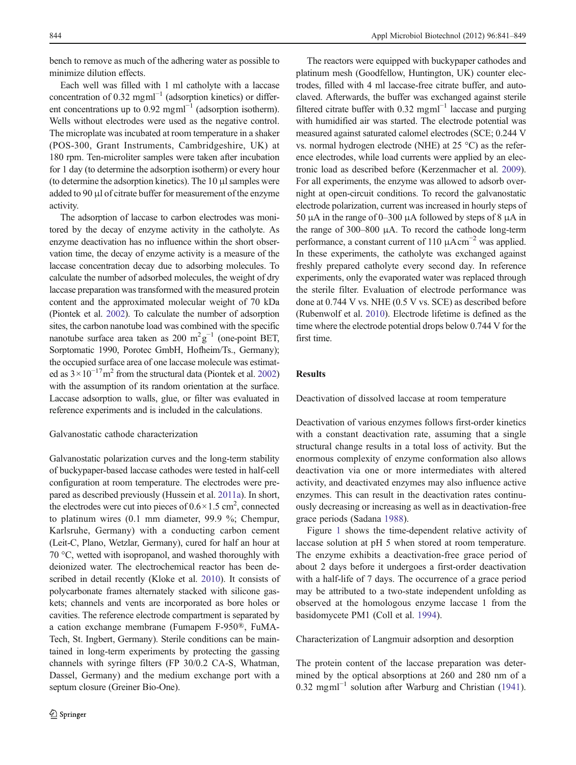bench to remove as much of the adhering water as possible to minimize dilution effects.

Each well was filled with 1 ml catholyte with a laccase concentration of 0.32 $mgml^{-1}$ (adsorption kinetics) or different concentrations up to 0.92 $mgml^{-1}$ (adsorption isotherm). Wells without electrodes were used as the negative control. The microplate was incubated at room temperature in a shaker (POS-300, Grant Instruments, Cambridgeshire, UK) at 180 rpm. Ten-microliter samples were taken after incubation for 1 day (to determine the adsorption isotherm) or every hour (to determine the adsorption kinetics). The 10 μl samples were added to 90 μl of citrate buffer for measurement of the enzyme activity.

The adsorption of laccase to carbon electrodes was monitored by the decay of enzyme activity in the catholyte. As enzyme deactivation has no influence within the short observation time, the decay of enzyme activity is a measure of the laccase concentration decay due to adsorbing molecules. To calculate the number of adsorbed molecules, the weight of dry laccase preparation was transformed with the measured protein content and the approximated molecular weight of 70 kDa (Piontek et al. 2002). To calculate the number of adsorption sites, the carbon nanotube load was combined with the specific nanotube surface area taken as 200 $m^2g^{-1}$ (one-point BET, Sorptomatic 1990, Porotec GmbH, Hofheim/Ts., Germany); the occupied surface area of one laccase molecule was estimated as $3\times10^{-17} m^2$ from the structural data (Piontek et al. 2002) with the assumption of its random orientation at the surface. Laccase adsorption to walls, glue, or filter was evaluated in reference experiments and is included in the calculations.

### Galvanostatic cathode characterization

Galvanostatic polarization curves and the long-term stability of buckypaper-based laccase cathodes were tested in half-cell configuration at room temperature. The electrodes were prepared as described previously (Hussein et al. 2011a). In short, the electrodes were cut into pieces of $0.6\times1.5$ $cm^2$, connected to platinum wires (0.1 mm diameter, 99.9 %; Chempur, Karlsruhe, Germany) with a conducting carbon cement (Leit-C, Plano, Wetzlar, Germany), cured for half an hour at 70 °C, wetted with isopropanol, and washed thoroughly with deionized water. The electrochemical reactor has been described in detail recently (Kloke et al. 2010). It consists of polycarbonate frames alternately stacked with silicone gaskets; channels and vents are incorporated as bore holes or cavities. The reference electrode compartment is separated by a cation exchange membrane (Fumapem F-950®, FuMA-Tech, St. Ingbert, Germany). Sterile conditions can be maintained in long-term experiments by protecting the gassing channels with syringe filters (FP 30/0.2 CA-S, Whatman, Dassel, Germany) and the medium exchange port with a septum closure (Greiner Bio-One).

The reactors were equipped with buckypaper cathodes and platinum mesh (Goodfellow, Huntington, UK) counter electrodes, filled with 4 ml laccase-free citrate buffer, and autoclaved. Afterwards, the buffer was exchanged against sterile filtered citrate buffer with 0.32 $mgml^{-1}$ laccase and purging with humidified air was started. The electrode potential was measured against saturated calomel electrodes (SCE; 0.244 V vs. normal hydrogen electrode (NHE) at 25 °C) as the reference electrodes, while load currents were applied by an electronic load as described before (Kerzenmacher et al. 2009). For all experiments, the enzyme was allowed to adsorb overnight at open-circuit conditions. To record the galvanostatic electrode polarization, current was increased in hourly steps of 50 μA in the range of 0–300 μA followed by steps of 8 μA in the range of 300–800 μA. To record the cathode long-term performance, a constant current of 110 $\mu A cm^{-2}$ was applied. In these experiments, the catholyte was exchanged against freshly prepared catholyte every second day. In reference experiments, only the evaporated water was replaced through the sterile filter. Evaluation of electrode performance was done at 0.744 V vs. NHE (0.5 V vs. SCE) as described before (Rubenwolf et al. 2010). Electrode lifetime is defined as the time where the electrode potential drops below 0.744 V for the first time.

## Results

### Deactivation of dissolved laccase at room temperature

Deactivation of various enzymes follows first-order kinetics with a constant deactivation rate, assuming that a single structural change results in a total loss of activity. But the enormous complexity of enzyme conformation also allows deactivation via one or more intermediates with altered activity, and deactivated enzymes may also influence active enzymes. This can result in the deactivation rates continuously decreasing or increasing as well as in deactivation-free grace periods (Sadana 1988).

Figure 1 shows the time-dependent relative activity of laccase solution at pH 5 when stored at room temperature. The enzyme exhibits a deactivation-free grace period of about 2 days before it undergoes a first-order deactivation with a half-life of 7 days. The occurrence of a grace period may be attributed to a two-state independent unfolding as observed at the homologous enzyme laccase 1 from the basidomycete PM1 (Coll et al. 1994).

### Characterization of Langmuir adsorption and desorption

The protein content of the laccase preparation was determined by the optical absorptions at 260 and 280 nm of a 0.32 $mgml^{-1}$ solution after Warburg and Christian (1941).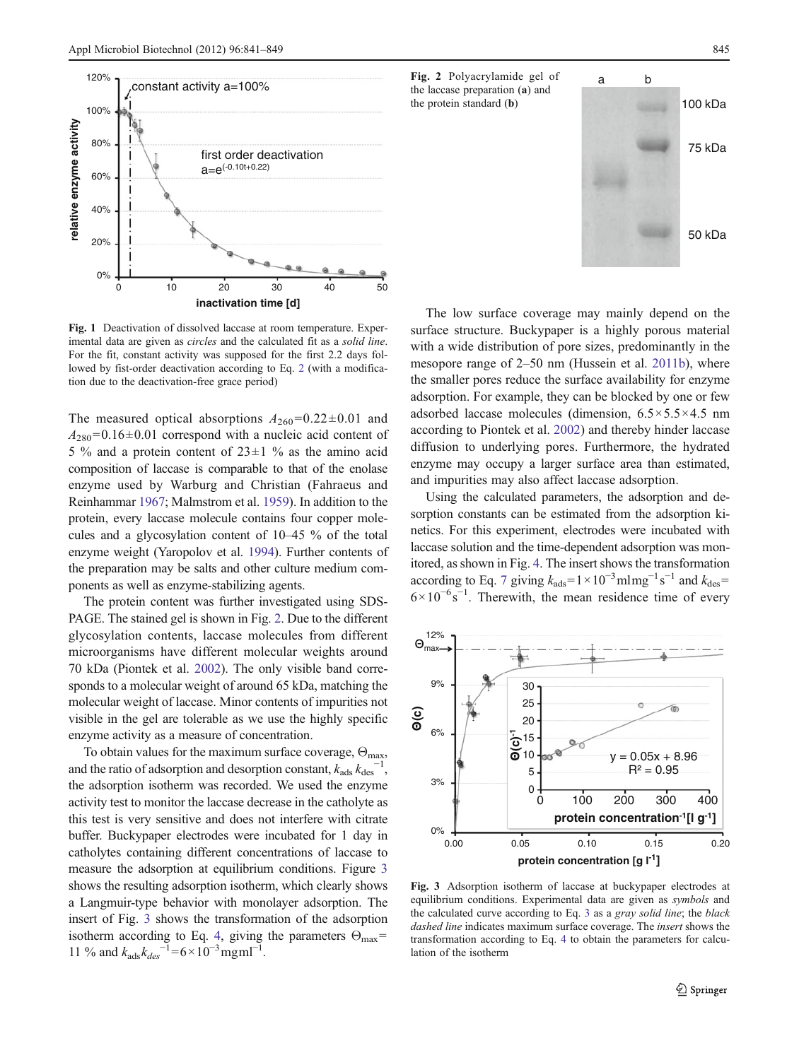Fig. 1 Deactivation of dissolved laccase at room temperature. Experimental data are given as *circles* and the calculated fit as a *solid line*. For the fit, constant activity was supposed for the first 2.2 days followed by fist-order deactivation according to Eq. 2 (with a modification due to the deactivation-free grace period)

The measured optical absorptions $A_{260}$=0.22±0.01 and $A_{280}$=0.16±0.01 correspond with a nucleic acid content of 5 % and a protein content of 23±1 % as the amino acid composition of laccase is comparable to that of the enolase enzyme used by Warburg and Christian (Fahraeus and Reinhammar 1967; Malmstrom et al. 1959). In addition to the protein, every laccase molecule contains four copper molecules and a glycosylation content of 10–45 % of the total enzyme weight (Yaropolov et al. 1994). Further contents of the preparation may be salts and other culture medium components as well as enzyme-stabilizing agents.

The protein content was further investigated using SDS-PAGE. The stained gel is shown in Fig. 2. Due to the different glycosylation contents, laccase molecules from different microorganisms have different molecular weights around 70 kDa (Piontek et al. 2002). The only visible band corresponds to a molecular weight of around 65 kDa, matching the molecular weight of laccase. Minor contents of impurities not visible in the gel are tolerable as we use the highly specific enzyme activity as a measure of concentration.

To obtain values for the maximum surface coverage, $\Theta_{max}$, and the ratio of adsorption and desorption constant, $k_{ads}\,k_{des}^{-1}$, the adsorption isotherm was recorded. We used the enzyme activity test to monitor the laccase decrease in the catholyte as this test is very sensitive and does not interfere with citrate buffer. Buckypaper electrodes were incubated for 1 day in catholytes containing different concentrations of laccase to measure the adsorption at equilibrium conditions. Figure 3 shows the resulting adsorption isotherm, which clearly shows a Langmuir-type behavior with monolayer adsorption. The insert of Fig. 3 shows the transformation of the adsorption isotherm according to Eq. 4, giving the parameters $\Theta_{max}$= 11 % and $k_{ads}k_{des}^{-1}$=6×10$^{-3}$mgml$^{-1}$.

Fig. 2 Polyacrylamide gel of the laccase preparation (**a**) and the protein standard (**b**)

The low surface coverage may mainly depend on the surface structure. Buckypaper is a highly porous material with a wide distribution of pore sizes, predominantly in the mesopore range of 2–50 nm (Hussein et al. 2011b), where the smaller pores reduce the surface availability for enzyme adsorption. For example, they can be blocked by one or few adsorbed laccase molecules (dimension, 6.5×5.5×4.5 nm according to Piontek et al. 2002) and thereby hinder laccase diffusion to underlying pores. Furthermore, the hydrated enzyme may occupy a larger surface area than estimated, and impurities may also affect laccase adsorption.

Using the calculated parameters, the adsorption and desorption constants can be estimated from the adsorption kinetics. For this experiment, electrodes were incubated with laccase solution and the time-dependent adsorption was monitored, as shown in Fig. 4. The insert shows the transformation according to Eq. 7 giving $k_{ads}$=1×10$^{-3}$mlmg$^{-1}$s$^{-1}$ and $k_{des}$= 6×10$^{-6}$s$^{-1}$. Therewith, the mean residence time of every

Fig. 3 Adsorption isotherm of laccase at buckypaper electrodes at equilibrium conditions. Experimental data are given as *symbols* and the calculated curve according to Eq. 3 as a *gray solid line*; the *black dashed line* indicates maximum surface coverage. The *insert* shows the transformation according to Eq. 4 to obtain the parameters for calculation of the isotherm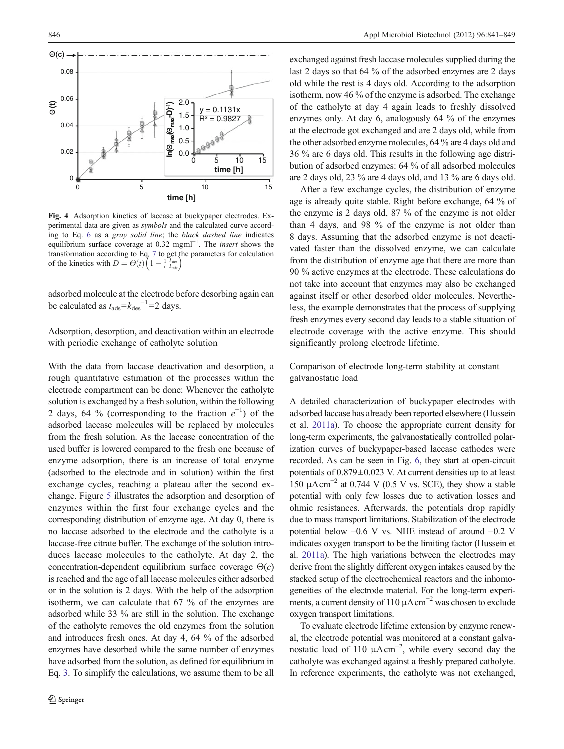Fig. 4 Adsorption kinetics of laccase at buckypaper electrodes. Experimental data are given as *symbols* and the calculated curve according to Eq. 6 as a *gray solid line*; the *black dashed line* indicates equilibrium surface coverage at 0.32 mgml$^{-1}$. The *insert* shows the transformation according to Eq. 7 to get the parameters for calculation of the kinetics with $D = \Theta(t)\left(1 - \frac{1}{c}\frac{k_{des}}{k_{ads}}\right)$

adsorbed molecule at the electrode before desorbing again can be calculated as $t_{ads}=k_{des}^{-1}=2$ days.

## Adsorption, desorption, and deactivation within an electrode with periodic exchange of catholyte solution

With the data from laccase deactivation and desorption, a rough quantitative estimation of the processes within the electrode compartment can be done: Whenever the catholyte solution is exchanged by a fresh solution, within the following 2 days, 64 % (corresponding to the fraction $e^{-1}$) of the adsorbed laccase molecules will be replaced by molecules from the fresh solution. As the laccase concentration of the used buffer is lowered compared to the fresh one because of enzyme adsorption, there is an increase of total enzyme (adsorbed to the electrode and in solution) within the first exchange cycles, reaching a plateau after the second exchange. Figure 5 illustrates the adsorption and desorption of enzymes within the first four exchange cycles and the corresponding distribution of enzyme age. At day 0, there is no laccase adsorbed to the electrode and the catholyte is a laccase-free citrate buffer. The exchange of the solution introduces laccase molecules to the catholyte. At day 2, the concentration-dependent equilibrium surface coverage $\Theta(c)$ is reached and the age of all laccase molecules either adsorbed or in the solution is 2 days. With the help of the adsorption isotherm, we can calculate that 67 % of the enzymes are adsorbed while 33 % are still in the solution. The exchange of the catholyte removes the old enzymes from the solution and introduces fresh ones. At day 4, 64 % of the adsorbed enzymes have desorbed while the same number of enzymes have adsorbed from the solution, as defined for equilibrium in Eq. 3. To simplify the calculations, we assume them to be all exchanged against fresh laccase molecules supplied during the last 2 days so that 64 % of the adsorbed enzymes are 2 days old while the rest is 4 days old. According to the adsorption isotherm, now 46 % of the enzyme is adsorbed. The exchange of the catholyte at day 4 again leads to freshly dissolved enzymes only. At day 6, analogously 64 % of the enzymes at the electrode got exchanged and are 2 days old, while from the other adsorbed enzyme molecules, 64 % are 4 days old and 36 % are 6 days old. This results in the following age distribution of adsorbed enzymes: 64 % of all adsorbed molecules are 2 days old, 23 % are 4 days old, and 13 % are 6 days old.

After a few exchange cycles, the distribution of enzyme age is already quite stable. Right before exchange, 64 % of the enzyme is 2 days old, 87 % of the enzyme is not older than 4 days, and 98 % of the enzyme is not older than 8 days. Assuming that the adsorbed enzyme is not deactivated faster than the dissolved enzyme, we can calculate from the distribution of enzyme age that there are more than 90 % active enzymes at the electrode. These calculations do not take into account that enzymes may also be exchanged against itself or other desorbed older molecules. Nevertheless, the example demonstrates that the process of supplying fresh enzymes every second day leads to a stable situation of electrode coverage with the active enzyme. This should significantly prolong electrode lifetime.

## Comparison of electrode long-term stability at constant galvanostatic load

A detailed characterization of buckypaper electrodes with adsorbed laccase has already been reported elsewhere (Hussein et al. 2011a). To choose the appropriate current density for long-term experiments, the galvanostatically controlled polarization curves of buckypaper-based laccase cathodes were recorded. As can be seen in Fig. 6, they start at open-circuit potentials of 0.879±0.023 V. At current densities up to at least 150 μAcm$^{-2}$ at 0.744 V (0.5 V vs. SCE), they show a stable potential with only few losses due to activation losses and ohmic resistances. Afterwards, the potentials drop rapidly due to mass transport limitations. Stabilization of the electrode potential below −0.6 V vs. NHE instead of around −0.2 V indicates oxygen transport to be the limiting factor (Hussein et al. 2011a). The high variations between the electrodes may derive from the slightly different oxygen intakes caused by the stacked setup of the electrochemical reactors and the inhomogeneities of the electrode material. For the long-term experiments, a current density of 110 μAcm$^{-2}$ was chosen to exclude oxygen transport limitations.

To evaluate electrode lifetime extension by enzyme renewal, the electrode potential was monitored at a constant galvanostatic load of 110 μAcm$^{-2}$, while every second day the catholyte was exchanged against a freshly prepared catholyte. In reference experiments, the catholyte was not exchanged,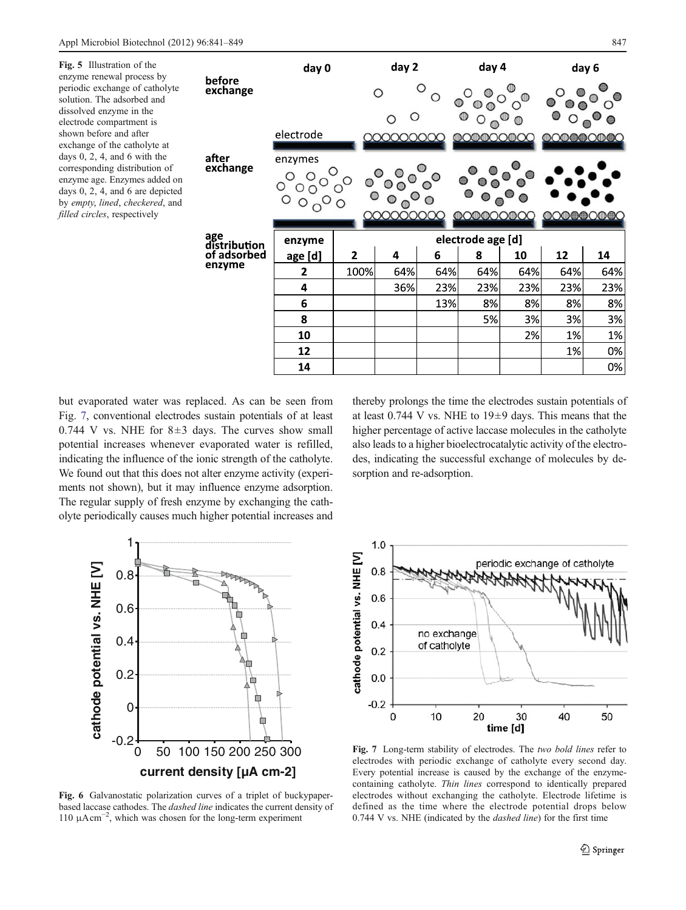**Fig. 5** Illustration of the enzyme renewal process by periodic exchange of catholyte solution. The adsorbed and dissolved enzyme in the electrode compartment is shown before and after exchange of the catholyte at days 0, 2, 4, and 6 with the corresponding distribution of enzyme age. Enzymes added on days 0, 2, 4, and 6 are depicted by *empty*, *lined*, *checkered*, and *filled circles*, respectively

age distribution of adsorbed enzyme

| enzyme age [d] | electrode age [d] | | | | | | |
|---|---|---|---|---|---|---|---|
| | 2 | 4 | 6 | 8 | 10 | 12 | 14 |
| 2 | 100% | 64% | 64% | 64% | 64% | 64% | 64% |
| 4 | | 36% | 23% | 23% | 23% | 23% | 23% |
| 6 | | | 13% | 8% | 8% | 8% | 8% |
| 8 | | | | 5% | 3% | 3% | 3% |
| 10 | | | | | 2% | 1% | 1% |
| 12 | | | | | | 1% | 0% |
| 14 | | | | | | | 0% |

but evaporated water was replaced. As can be seen from Fig. 7, conventional electrodes sustain potentials of at least 0.744 V vs. NHE for 8±3 days. The curves show small potential increases whenever evaporated water is refilled, indicating the influence of the ionic strength of the catholyte. We found out that this does not alter enzyme activity (experiments not shown), but it may influence enzyme adsorption. The regular supply of fresh enzyme by exchanging the catholyte periodically causes much higher potential increases and thereby prolongs the time the electrodes sustain potentials of at least 0.744 V vs. NHE to 19±9 days. This means that the higher percentage of active laccase molecules in the catholyte also leads to a higher bioelectrocatalytic activity of the electrodes, indicating the successful exchange of molecules by desorption and re-adsorption.

**Fig. 6** Galvanostatic polarization curves of a triplet of buckypaper-based laccase cathodes. The *dashed line* indicates the current density of 110 $\mu A cm^{-2}$, which was chosen for the long-term experiment

**Fig. 7** Long-term stability of electrodes. The *two bold lines* refer to electrodes with periodic exchange of catholyte every second day. Every potential increase is caused by the exchange of the enzyme-containing catholyte. *Thin lines* correspond to identically prepared electrodes without exchanging the catholyte. Electrode lifetime is defined as the time where the electrode potential drops below 0.744 V vs. NHE (indicated by the *dashed line*) for the first time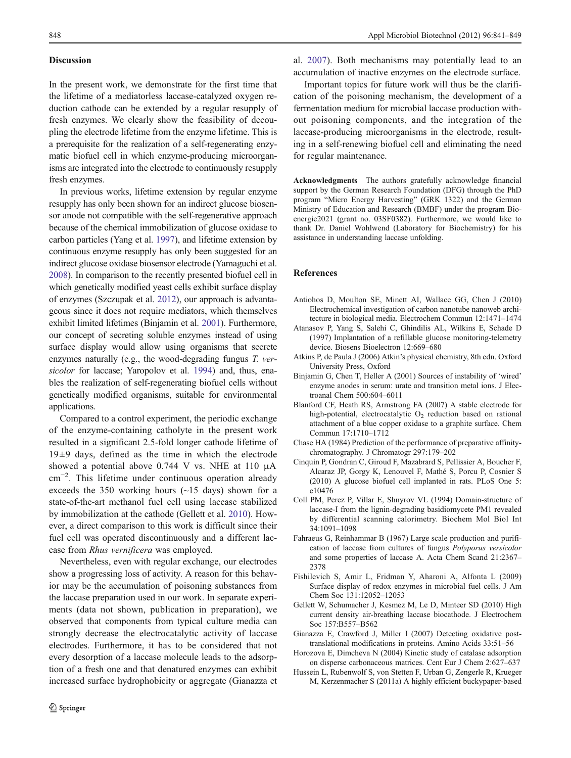## Discussion

In the present work, we demonstrate for the first time that the lifetime of a mediatorless laccase-catalyzed oxygen reduction cathode can be extended by a regular resupply of fresh enzymes. We clearly show the feasibility of decoupling the electrode lifetime from the enzyme lifetime. This is a prerequisite for the realization of a self-regenerating enzymatic biofuel cell in which enzyme-producing microorganisms are integrated into the electrode to continuously resupply fresh enzymes.

In previous works, lifetime extension by regular enzyme resupply has only been shown for an indirect glucose biosensor anode not compatible with the self-regenerative approach because of the chemical immobilization of glucose oxidase to carbon particles (Yang et al. 1997), and lifetime extension by continuous enzyme resupply has only been suggested for an indirect glucose oxidase biosensor electrode (Yamaguchi et al. 2008). In comparison to the recently presented biofuel cell in which genetically modified yeast cells exhibit surface display of enzymes (Szczupak et al. 2012), our approach is advantageous since it does not require mediators, which themselves exhibit limited lifetimes (Binjamin et al. 2001). Furthermore, our concept of secreting soluble enzymes instead of using surface display would allow using organisms that secrete enzymes naturally (e.g., the wood-degrading fungus *T. versicolor* for laccase; Yaropolov et al. 1994) and, thus, enables the realization of self-regenerating biofuel cells without genetically modified organisms, suitable for environmental applications.

Compared to a control experiment, the periodic exchange of the enzyme-containing catholyte in the present work resulted in a significant 2.5-fold longer cathode lifetime of $19 \pm 9$ days, defined as the time in which the electrode showed a potential above 0.744 V vs. NHE at 110 μA $cm^{-2}$. This lifetime under continuous operation already exceeds the 350 working hours (~15 days) shown for a state-of-the-art methanol fuel cell using laccase stabilized by immobilization at the cathode (Gellett et al. 2010). However, a direct comparison to this work is difficult since their fuel cell was operated discontinuously and a different laccase from *Rhus vernificera* was employed.

Nevertheless, even with regular exchange, our electrodes show a progressing loss of activity. A reason for this behavior may be the accumulation of poisoning substances from the laccase preparation used in our work. In separate experiments (data not shown, publication in preparation), we observed that components from typical culture media can strongly decrease the electrocatalytic activity of laccase electrodes. Furthermore, it has to be considered that not every desorption of a laccase molecule leads to the adsorption of a fresh one and that denatured enzymes can exhibit increased surface hydrophobicity or aggregate (Gianazza et al. 2007). Both mechanisms may potentially lead to an accumulation of inactive enzymes on the electrode surface.

Important topics for future work will thus be the clarification of the poisoning mechanism, the development of a fermentation medium for microbial laccase production without poisoning components, and the integration of the laccase-producing microorganisms in the electrode, resulting in a self-renewing biofuel cell and eliminating the need for regular maintenance.

**Acknowledgments** The authors gratefully acknowledge financial support by the German Research Foundation (DFG) through the PhD program "Micro Energy Harvesting" (GRK 1322) and the German Ministry of Education and Research (BMBF) under the program Bioenergie2021 (grant no. 03SF0382). Furthermore, we would like to thank Dr. Daniel Wohlwend (Laboratory for Biochemistry) for his assistance in understanding laccase unfolding.

## References

Antiohos D, Moulton SE, Minett AI, Wallace GG, Chen J (2010) Electrochemical investigation of carbon nanotube nanoweb architecture in biological media. Electrochem Commun 12:1471–1474

Atanasov P, Yang S, Salehi C, Ghindilis AL, Wilkins E, Schade D (1997) Implantation of a refillable glucose monitoring-telemetry device. Biosens Bioelectron 12:669–680

Atkins P, de Paula J (2006) Atkin's physical chemistry, 8th edn. Oxford University Press, Oxford

Binjamin G, Chen T, Heller A (2001) Sources of instability of 'wired' enzyme anodes in serum: urate and transition metal ions. J Electroanal Chem 500:604–6011

Blanford CF, Heath RS, Armstrong FA (2007) A stable electrode for high-potential, electrocatalytic $O_2$ reduction based on rational attachment of a blue copper oxidase to a graphite surface. Chem Commun 17:1710–1712

Chase HA (1984) Prediction of the performance of preparative affinity-chromatography. J Chromatogr 297:179–202

Cinquin P, Gondran C, Giroud F, Mazabrard S, Pellissier A, Boucher F, Alcaraz JP, Gorgy K, Lenouvel F, Mathé S, Porcu P, Cosnier S (2010) A glucose biofuel cell implanted in rats. PLoS One 5: e10476

Coll PM, Perez P, Villar E, Shnyrov VL (1994) Domain-structure of laccase-I from the lignin-degrading basidiomycete PM1 revealed by differential scanning calorimetry. Biochem Mol Biol Int 34:1091–1098

Fahraeus G, Reinhammar B (1967) Large scale production and purification of laccase from cultures of fungus *Polyporus versicolor* and some properties of laccase A. Acta Chem Scand 21:2367–2378

Fishilevich S, Amir L, Fridman Y, Aharoni A, Alfonta L (2009) Surface display of redox enzymes in microbial fuel cells. J Am Chem Soc 131:12052–12053

Gellett W, Schumacher J, Kesmez M, Le D, Minteer SD (2010) High current density air-breathing laccase biocathode. J Electrochem Soc 157:B557–B562

Gianazza E, Crawford J, Miller I (2007) Detecting oxidative post-translational modifications in proteins. Amino Acids 33:51–56

Horozova E, Dimcheva N (2004) Kinetic study of catalase adsorption on disperse carbonaceous matrices. Cent Eur J Chem 2:627–637

Hussein L, Rubenwolf S, von Stetten F, Urban G, Zengerle R, Krueger M, Kerzenmacher S (2011a) A highly efficient buckypaper-based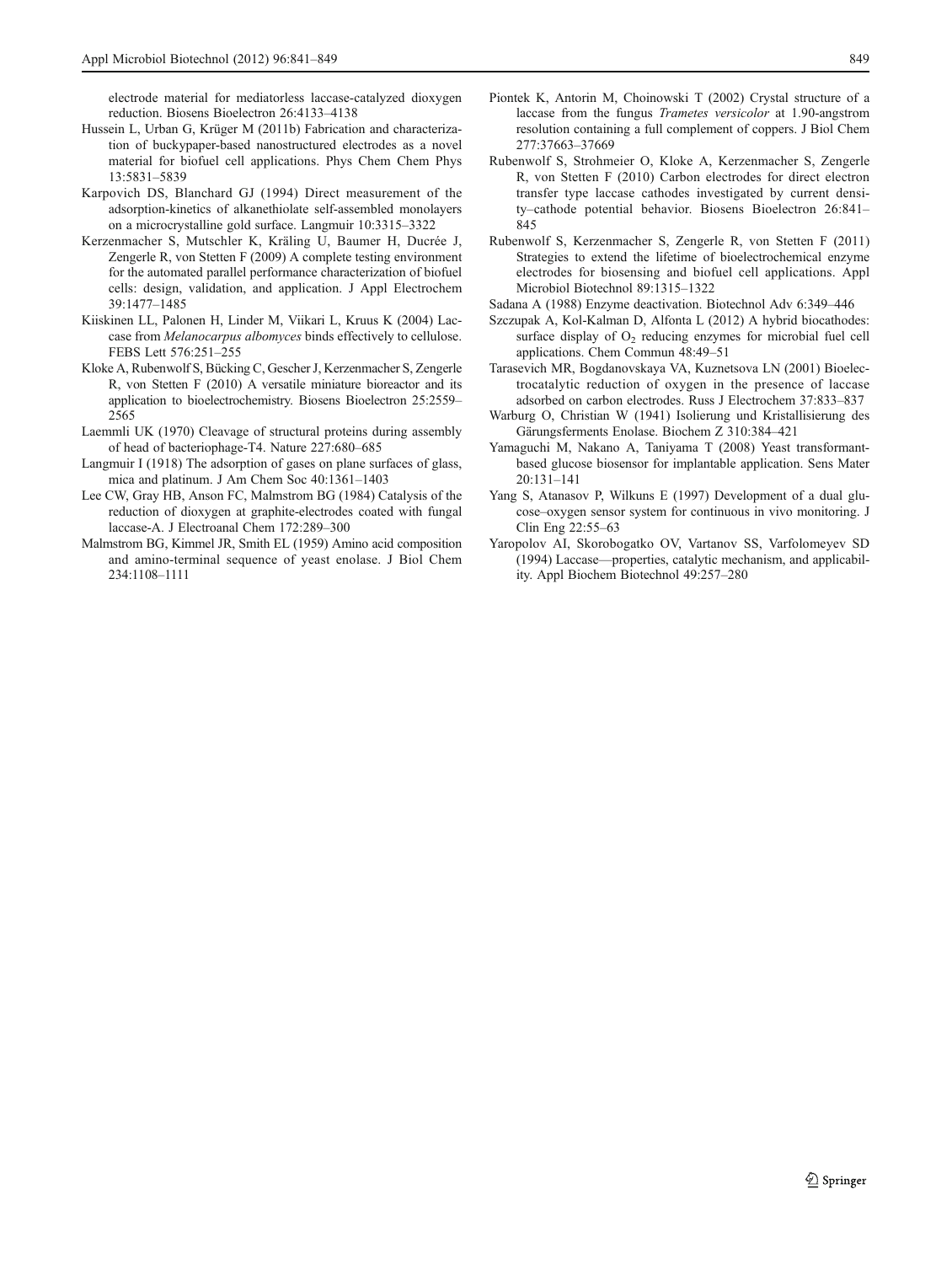electrode material for mediatorless laccase-catalyzed dioxygen reduction. Biosens Bioelectron 26:4133–4138

Hussein L, Urban G, Krüger M (2011b) Fabrication and characterization of buckypaper-based nanostructured electrodes as a novel material for biofuel cell applications. Phys Chem Chem Phys 13:5831–5839

Karpovich DS, Blanchard GJ (1994) Direct measurement of the adsorption-kinetics of alkanethiolate self-assembled monolayers on a microcrystalline gold surface. Langmuir 10:3315–3322

Kerzenmacher S, Mutschler K, Kräling U, Baumer H, Ducrée J, Zengerle R, von Stetten F (2009) A complete testing environment for the automated parallel performance characterization of biofuel cells: design, validation, and application. J Appl Electrochem 39:1477–1485

Kiiskinen LL, Palonen H, Linder M, Viikari L, Kruus K (2004) Laccase from *Melanocarpus albomyces* binds effectively to cellulose. FEBS Lett 576:251–255

Kloke A, Rubenwolf S, Bücking C, Gescher J, Kerzenmacher S, Zengerle R, von Stetten F (2010) A versatile miniature bioreactor and its application to bioelectrochemistry. Biosens Bioelectron 25:2559–2565

Laemmli UK (1970) Cleavage of structural proteins during assembly of head of bacteriophage-T4. Nature 227:680–685

Langmuir I (1918) The adsorption of gases on plane surfaces of glass, mica and platinum. J Am Chem Soc 40:1361–1403

Lee CW, Gray HB, Anson FC, Malmstrom BG (1984) Catalysis of the reduction of dioxygen at graphite-electrodes coated with fungal laccase-A. J Electroanal Chem 172:289–300

Malmstrom BG, Kimmel JR, Smith EL (1959) Amino acid composition and amino-terminal sequence of yeast enolase. J Biol Chem 234:1108–1111

Piontek K, Antorin M, Choinowski T (2002) Crystal structure of a laccase from the fungus *Trametes versicolor* at 1.90-angstrom resolution containing a full complement of coppers. J Biol Chem 277:37663–37669

Rubenwolf S, Strohmeier O, Kloke A, Kerzenmacher S, Zengerle R, von Stetten F (2010) Carbon electrodes for direct electron transfer type laccase cathodes investigated by current density–cathode potential behavior. Biosens Bioelectron 26:841–845

Rubenwolf S, Kerzenmacher S, Zengerle R, von Stetten F (2011) Strategies to extend the lifetime of bioelectrochemical enzyme electrodes for biosensing and biofuel cell applications. Appl Microbiol Biotechnol 89:1315–1322

Sadana A (1988) Enzyme deactivation. Biotechnol Adv 6:349–446

Szczupak A, Kol-Kalman D, Alfonta L (2012) A hybrid biocathodes: surface display of $O_2$ reducing enzymes for microbial fuel cell applications. Chem Commun 48:49–51

Tarasevich MR, Bogdanovskaya VA, Kuznetsova LN (2001) Bioelectrocatalytic reduction of oxygen in the presence of laccase adsorbed on carbon electrodes. Russ J Electrochem 37:833–837

Warburg O, Christian W (1941) Isolierung und Kristallisierung des Gärungsferments Enolase. Biochem Z 310:384–421

Yamaguchi M, Nakano A, Taniyama T (2008) Yeast transformant-based glucose biosensor for implantable application. Sens Mater 20:131–141

Yang S, Atanasov P, Wilkuns E (1997) Development of a dual glucose–oxygen sensor system for continuous in vivo monitoring. J Clin Eng 22:55–63

Yaropolov AI, Skorobogatko OV, Vartanov SS, Varfolomeyev SD (1994) Laccase—properties, catalytic mechanism, and applicability. Appl Biochem Biotechnol 49:257–280